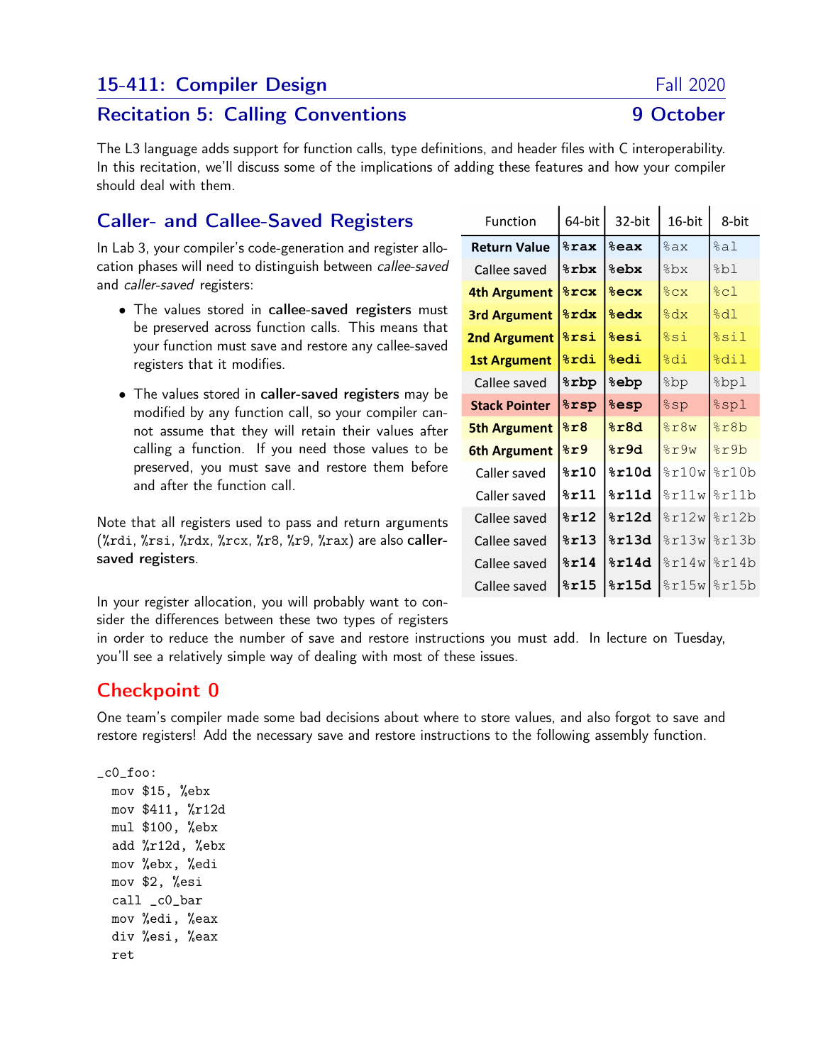# 15-411: Compiler Design — Fall 2020

## Recitation 5: Calling Conventions — 9 October

The L3 language adds support for function calls, type definitions, and header files with C interoperability. In this recitation, we'll discuss some of the implications of adding these features and how your compiler should deal with them.

## Caller- and Callee-Saved Registers

In Lab 3, your compiler's code-generation and register allocation phases will need to distinguish between *callee-saved* and *caller-saved* registers:

- The values stored in **callee-saved registers** must be preserved across function calls. This means that your function must save and restore any callee-saved registers that it modifies.
- The values stored in **caller-saved registers** may be modified by any function call, so your compiler cannot assume that they will retain their values after calling a function. If you need those values to be preserved, you must save and restore them before and after the function call.

Note that all registers used to pass and return arguments (%rdi, %rsi, %rdx, %rcx, %r8, %r9, %rax) are also **caller-saved registers**.

| Function | 64-bit | 32-bit | 16-bit | 8-bit |
|---|---|---|---|---|
| **Return Value** | **%rax** | **%eax** | %ax | %al |
| Callee saved | **%rbx** | **%ebx** | %bx | %bl |
| **4th Argument** | **%rcx** | **%ecx** | %cx | %cl |
| **3rd Argument** | **%rdx** | **%edx** | %dx | %dl |
| **2nd Argument** | **%rsi** | **%esi** | %si | %sil |
| **1st Argument** | **%rdi** | **%edi** | %di | %dil |
| Callee saved | **%rbp** | **%ebp** | %bp | %bpl |
| **Stack Pointer** | **%rsp** | **%esp** | %sp | %spl |
| **5th Argument** | **%r8** | **%r8d** | %r8w | %r8b |
| **6th Argument** | **%r9** | **%r9d** | %r9w | %r9b |
| Caller saved | **%r10** | **%r10d** | %r10w | %r10b |
| Caller saved | **%r11** | **%r11d** | %r11w | %r11b |
| Callee saved | **%r12** | **%r12d** | %r12w | %r12b |
| Callee saved | **%r13** | **%r13d** | %r13w | %r13b |
| Callee saved | **%r14** | **%r14d** | %r14w | %r14b |
| Callee saved | **%r15** | **%r15d** | %r15w | %r15b |

In your register allocation, you will probably want to consider the differences between these two types of registers in order to reduce the number of save and restore instructions you must add. In lecture on Tuesday, you'll see a relatively simple way of dealing with most of these issues.

## Checkpoint 0

One team's compiler made some bad decisions about where to store values, and also forgot to save and restore registers! Add the necessary save and restore instructions to the following assembly function.

```
_c0_foo:
  mov $15, %ebx
  mov $411, %r12d
  mul $100, %ebx
  add %r12d, %ebx
  mov %ebx, %edi
  mov $2, %esi
  call _c0_bar
  mov %edi, %eax
  div %esi, %eax
  ret
```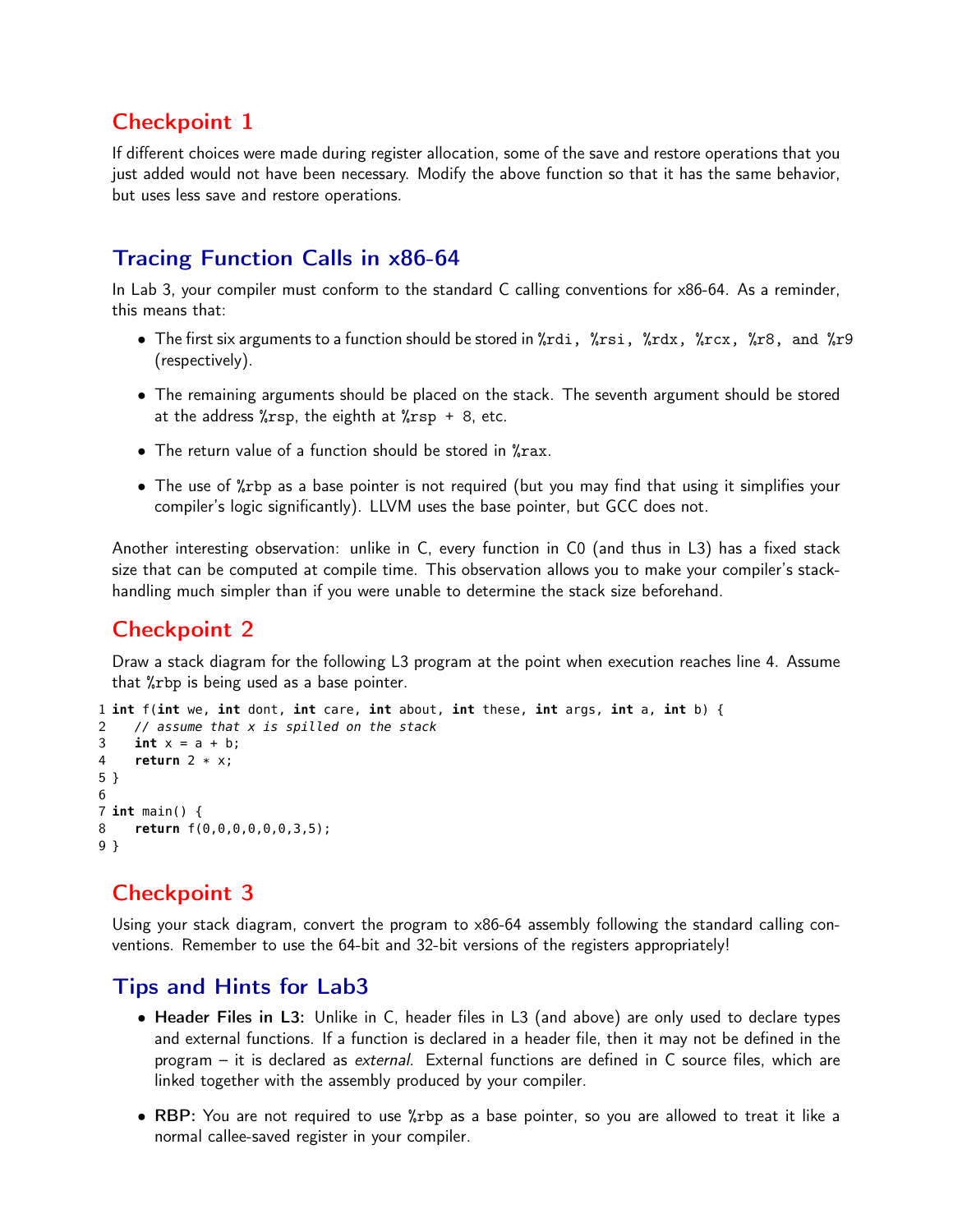## Checkpoint 1

If different choices were made during register allocation, some of the save and restore operations that you just added would not have been necessary. Modify the above function so that it has the same behavior, but uses less save and restore operations.

## Tracing Function Calls in x86-64

In Lab 3, your compiler must conform to the standard C calling conventions for x86-64. As a reminder, this means that:

- The first six arguments to a function should be stored in `%rdi, %rsi, %rdx, %rcx, %r8, and %r9` (respectively).
- The remaining arguments should be placed on the stack. The seventh argument should be stored at the address `%rsp`, the eighth at `%rsp + 8`, etc.
- The return value of a function should be stored in `%rax`.
- The use of `%rbp` as a base pointer is not required (but you may find that using it simplifies your compiler's logic significantly). LLVM uses the base pointer, but GCC does not.

Another interesting observation: unlike in C, every function in C0 (and thus in L3) has a fixed stack size that can be computed at compile time. This observation allows you to make your compiler's stack-handling much simpler than if you were unable to determine the stack size beforehand.

## Checkpoint 2

Draw a stack diagram for the following L3 program at the point when execution reaches line 4. Assume that `%rbp` is being used as a base pointer.

```
1 int f(int we, int dont, int care, int about, int these, int args, int a, int b) {
2   // assume that x is spilled on the stack
3   int x = a + b;
4   return 2 * x;
5 }
6
7 int main() {
8   return f(0,0,0,0,0,0,3,5);
9 }
```

## Checkpoint 3

Using your stack diagram, convert the program to x86-64 assembly following the standard calling conventions. Remember to use the 64-bit and 32-bit versions of the registers appropriately!

## Tips and Hints for Lab3

- **Header Files in L3:** Unlike in C, header files in L3 (and above) are only used to declare types and external functions. If a function is declared in a header file, then it may not be defined in the program – it is declared as *external*. External functions are defined in C source files, which are linked together with the assembly produced by your compiler.
- **RBP:** You are not required to use `%rbp` as a base pointer, so you are allowed to treat it like a normal callee-saved register in your compiler.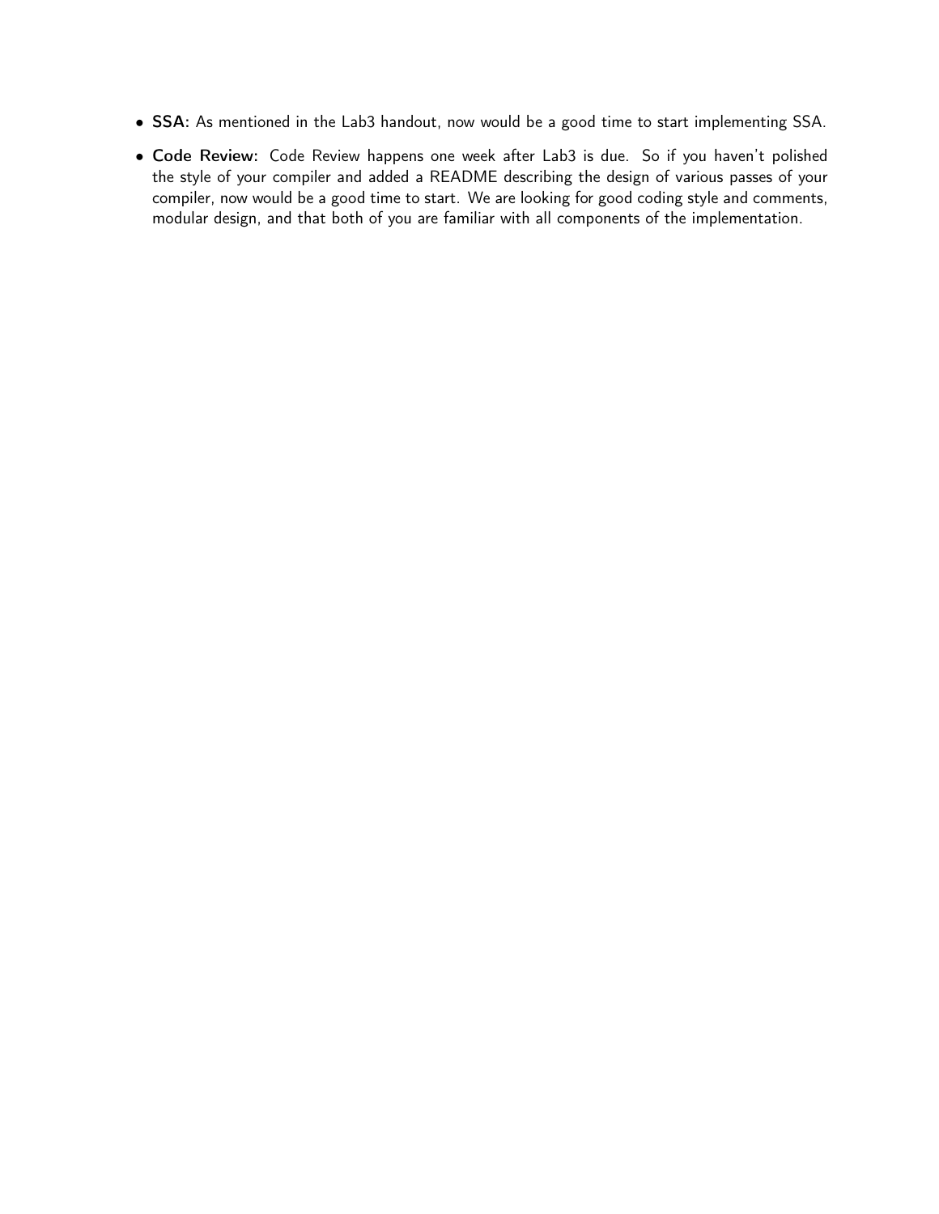- **SSA:** As mentioned in the Lab3 handout, now would be a good time to start implementing SSA.
- **Code Review:** Code Review happens one week after Lab3 is due. So if you haven't polished the style of your compiler and added a README describing the design of various passes of your compiler, now would be a good time to start. We are looking for good coding style and comments, modular design, and that both of you are familiar with all components of the implementation.